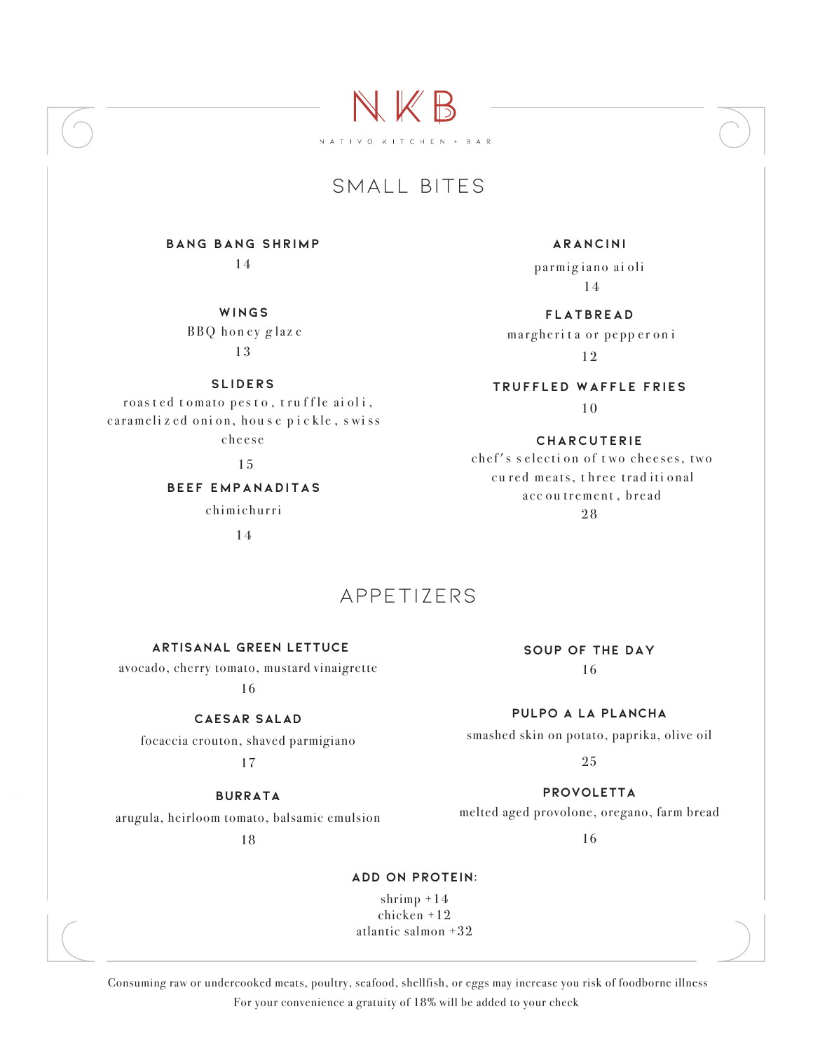# NKB

NATIVO KITCHEN + BAR

## SMALL BITES

**BANG BANG SHRIMP**
14

**WINGS**
BBQ honey glaze
13

**SLIDERS**
roasted tomato pesto, truffle aioli, caramelized onion, house pickle, swiss cheese
15

**BEEF EMPANADITAS**
chimichurri
14

**ARANCINI**
parmigiano aioli
14

**FLATBREAD**
margherita or pepperoni
12

**TRUFFLED WAFFLE FRIES**
10

**CHARCUTERIE**
chef's selection of two cheeses, two cured meats, three traditional accoutrement, bread
28

## APPETIZERS

**ARTISANAL GREEN LETTUCE**
avocado, cherry tomato, mustard vinaigrette
16

**CAESAR SALAD**
focaccia crouton, shaved parmigiano
17

**BURRATA**
arugula, heirloom tomato, balsamic emulsion
18

**SOUP OF THE DAY**
16

**PULPO A LA PLANCHA**
smashed skin on potato, paprika, olive oil
25

**PROVOLETTA**
melted aged provolone, oregano, farm bread
16

**ADD ON PROTEIN:**
shrimp +14
chicken +12
atlantic salmon +32

Consuming raw or undercooked meats, poultry, seafood, shellfish, or eggs may increase you risk of foodborne illness

For your convenience a gratuity of 18% will be added to your check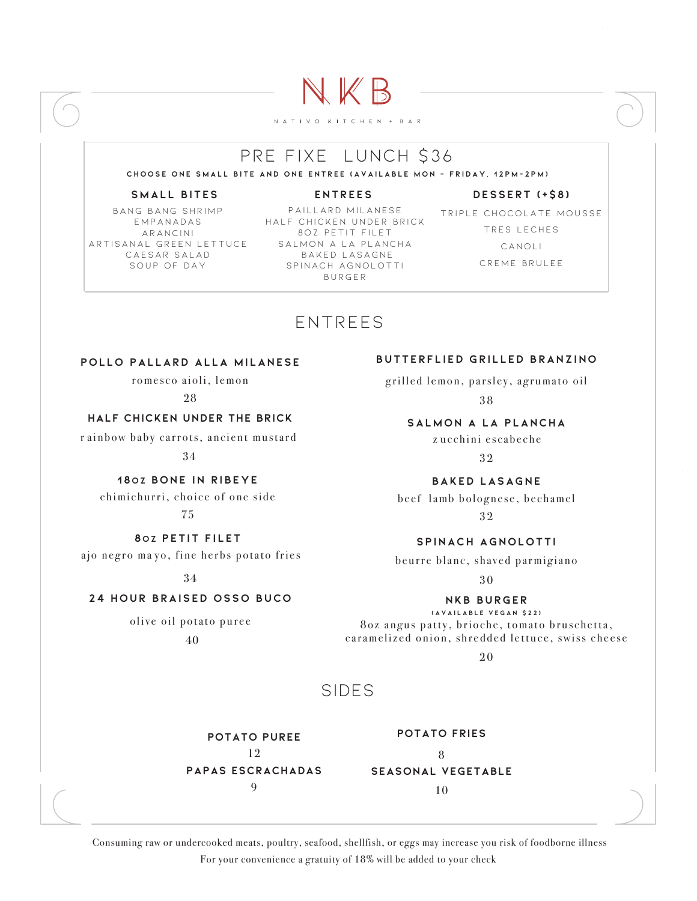# NKB

NATIVO KITCHEN + BAR

## PRE FIXE LUNCH $36

**CHOOSE ONE SMALL BITE AND ONE ENTREE (AVAILABLE MON - FRIDAY, 12PM-2PM)**

### SMALL BITES

BANG BANG SHRIMP
EMPANADAS
ARANCINI
ARTISANAL GREEN LETTUCE
CAESAR SALAD
SOUP OF DAY

### ENTREES

PAILLARD MILANESE
HALF CHICKEN UNDER BRICK
8OZ PETIT FILET
SALMON A LA PLANCHA
BAKED LASAGNE
SPINACH AGNOLOTTI
BURGER

### DESSERT (+$8)

TRIPLE CHOCOLATE MOUSSE
TRES LECHES
CANOLI
CREME BRULEE

## ENTREES

**POLLO PALLARD ALLA MILANESE**
romesco aioli, lemon
28

**HALF CHICKEN UNDER THE BRICK**
rainbow baby carrots, ancient mustard
34

**18OZ BONE IN RIBEYE**
chimichurri, choice of one side
75

**8OZ PETIT FILET**
ajo negro mayo, fine herbs potato fries
34

**24 HOUR BRAISED OSSO BUCO**
olive oil potato puree
40

**BUTTERFLIED GRILLED BRANZINO**
grilled lemon, parsley, agrumato oil
38

**SALMON A LA PLANCHA**
zucchini escabeche
32

**BAKED LASAGNE**
beef lamb bolognese, bechamel
32

**SPINACH AGNOLOTTI**
beurre blanc, shaved parmigiano
30

**NKB BURGER**
(AVAILABLE VEGAN $22)
8oz angus patty, brioche, tomato bruschetta, caramelized onion, shredded lettuce, swiss cheese
20

## SIDES

**POTATO PUREE**
12

**PAPAS ESCRACHADAS**
9

**POTATO FRIES**
8

**SEASONAL VEGETABLE**
10

Consuming raw or undercooked meats, poultry, seafood, shellfish, or eggs may increase you risk of foodborne illness

For your convenience a gratuity of 18% will be added to your check